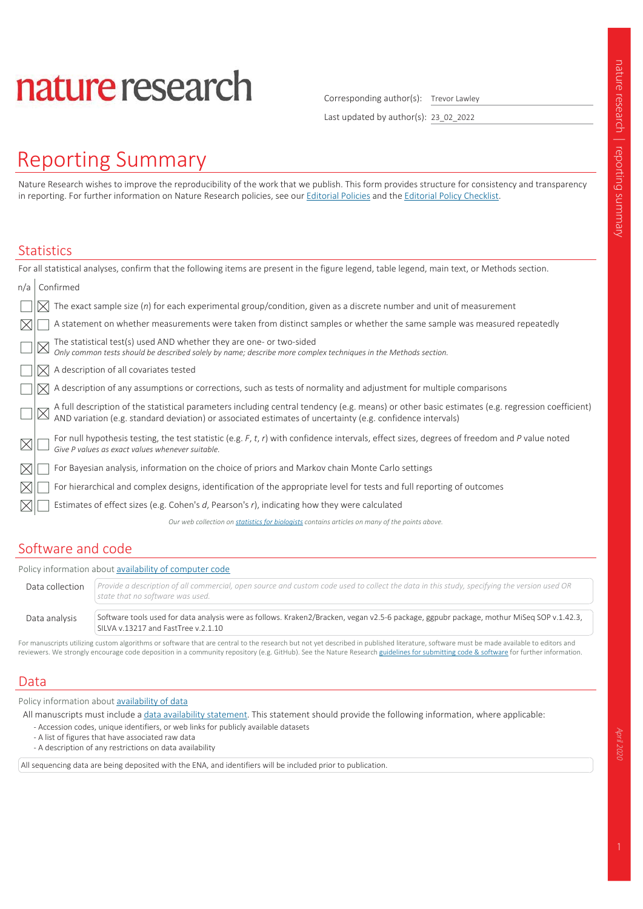# nature research

Corresponding author(s): Trevor Lawley

Last updated by author(s): 23_02_2022

# Reporting Summary

Nature Research wishes to improve the reproducibility of the work that we publish. This form provides structure for consistency and transparency in reporting. For further information on Nature Research policies, see our Editorial Policies and the Editorial Policy Checklist.

## Statistics

For all statistical analyses, confirm that the following items are present in the figure legend, table legend, main text, or Methods section.

| n/a | Confirmed | |
|---|---|---|
| ☐ | ☒ | The exact sample size ($n$) for each experimental group/condition, given as a discrete number and unit of measurement |
| ☒ | ☐ | A statement on whether measurements were taken from distinct samples or whether the same sample was measured repeatedly |
| ☐ | ☒ | The statistical test(s) used AND whether they are one- or two-sided<br>*Only common tests should be described solely by name; describe more complex techniques in the Methods section.* |
| ☐ | ☒ | A description of all covariates tested |
| ☐ | ☒ | A description of any assumptions or corrections, such as tests of normality and adjustment for multiple comparisons |
| ☐ | ☒ | A full description of the statistical parameters including central tendency (e.g. means) or other basic estimates (e.g. regression coefficient) AND variation (e.g. standard deviation) or associated estimates of uncertainty (e.g. confidence intervals) |
| ☒ | ☐ | For null hypothesis testing, the test statistic (e.g. $F$, $t$, $r$) with confidence intervals, effect sizes, degrees of freedom and $P$ value noted<br>*Give P values as exact values whenever suitable.* |
| ☒ | ☐ | For Bayesian analysis, information on the choice of priors and Markov chain Monte Carlo settings |
| ☒ | ☐ | For hierarchical and complex designs, identification of the appropriate level for tests and full reporting of outcomes |
| ☒ | ☐ | Estimates of effect sizes (e.g. Cohen's $d$, Pearson's $r$), indicating how they were calculated |

*Our web collection on statistics for biologists contains articles on many of the points above.*

## Software and code

Policy information about availability of computer code

| | |
|---|---|
| Data collection | *Provide a description of all commercial, open source and custom code used to collect the data in this study, specifying the version used OR state that no software was used.* |
| Data analysis | Software tools used for data analysis were as follows. Kraken2/Bracken, vegan v2.5-6 package, ggpubr package, mothur MiSeq SOP v.1.42.3, SILVA v.13217 and FastTree v.2.1.10 |

For manuscripts utilizing custom algorithms or software that are central to the research but not yet described in published literature, software must be made available to editors and reviewers. We strongly encourage code deposition in a community repository (e.g. GitHub). See the Nature Research guidelines for submitting code & software for further information.

## Data

Policy information about availability of data

All manuscripts must include a data availability statement. This statement should provide the following information, where applicable:

- Accession codes, unique identifiers, or web links for publicly available datasets
- A list of figures that have associated raw data
- A description of any restrictions on data availability

All sequencing data are being deposited with the ENA, and identifiers will be included prior to publication.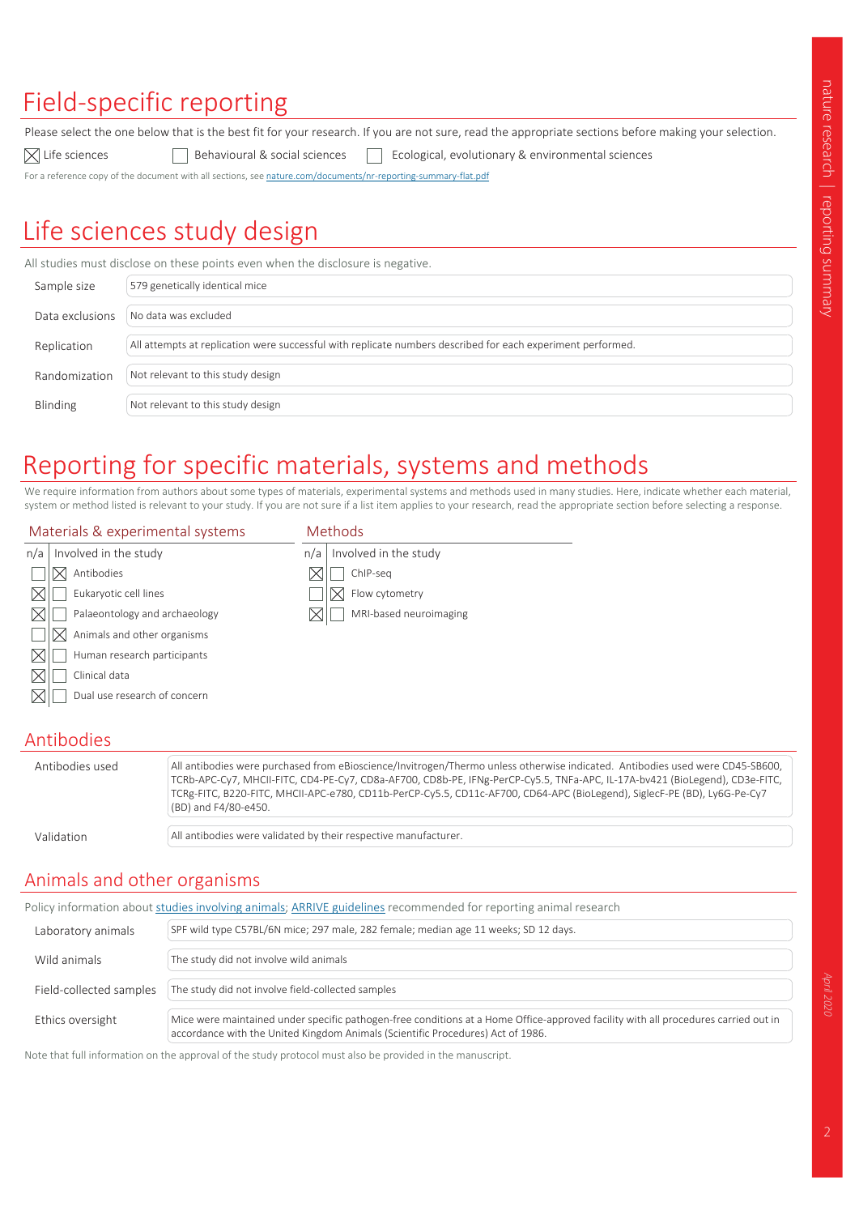# Field-specific reporting

Please select the one below that is the best fit for your research. If you are not sure, read the appropriate sections before making your selection.

☒ Life sciences ☐ Behavioural & social sciences ☐ Ecological, evolutionary & environmental sciences

For a reference copy of the document with all sections, see nature.com/documents/nr-reporting-summary-flat.pdf

# Life sciences study design

All studies must disclose on these points even when the disclosure is negative.

| | |
|---|---|
| Sample size | 579 genetically identical mice |
| Data exclusions | No data was excluded |
| Replication | All attempts at replication were successful with replicate numbers described for each experiment performed. |
| Randomization | Not relevant to this study design |
| Blinding | Not relevant to this study design |

# Reporting for specific materials, systems and methods

We require information from authors about some types of materials, experimental systems and methods used in many studies. Here, indicate whether each material, system or method listed is relevant to your study. If you are not sure if a list item applies to your research, read the appropriate section before selecting a response.

## Materials & experimental systems

| n/a | Involved in the study | |
|---|---|---|
| ☐ | ☒ | Antibodies |
| ☒ | ☐ | Eukaryotic cell lines |
| ☒ | ☐ | Palaeontology and archaeology |
| ☐ | ☒ | Animals and other organisms |
| ☒ | ☐ | Human research participants |
| ☒ | ☐ | Clinical data |
| ☒ | ☐ | Dual use research of concern |

## Methods

| n/a | Involved in the study | |
|---|---|---|
| ☒ | ☐ | ChIP-seq |
| ☐ | ☒ | Flow cytometry |
| ☒ | ☐ | MRI-based neuroimaging |

## Antibodies

| | |
|---|---|
| Antibodies used | All antibodies were purchased from eBioscience/Invitrogen/Thermo unless otherwise indicated. Antibodies used were CD45-SB600, TCRb-APC-Cy7, MHCII-FITC, CD4-PE-Cy7, CD8a-AF700, CD8b-PE, IFNg-PerCP-Cy5.5, TNFa-APC, IL-17A-bv421 (BioLegend), CD3e-FITC, TCRg-FITC, B220-FITC, MHCII-APC-e780, CD11b-PerCP-Cy5.5, CD11c-AF700, CD64-APC (BioLegend), SiglecF-PE (BD), Ly6G-Pe-Cy7 (BD) and F4/80-e450. |
| Validation | All antibodies were validated by their respective manufacturer. |

## Animals and other organisms

Policy information about studies involving animals; ARRIVE guidelines recommended for reporting animal research

| | |
|---|---|
| Laboratory animals | SPF wild type C57BL/6N mice; 297 male, 282 female; median age 11 weeks; SD 12 days. |
| Wild animals | The study did not involve wild animals |
| Field-collected samples | The study did not involve field-collected samples |
| Ethics oversight | Mice were maintained under specific pathogen-free conditions at a Home Office-approved facility with all procedures carried out in accordance with the United Kingdom Animals (Scientific Procedures) Act of 1986. |

Note that full information on the approval of the study protocol must also be provided in the manuscript.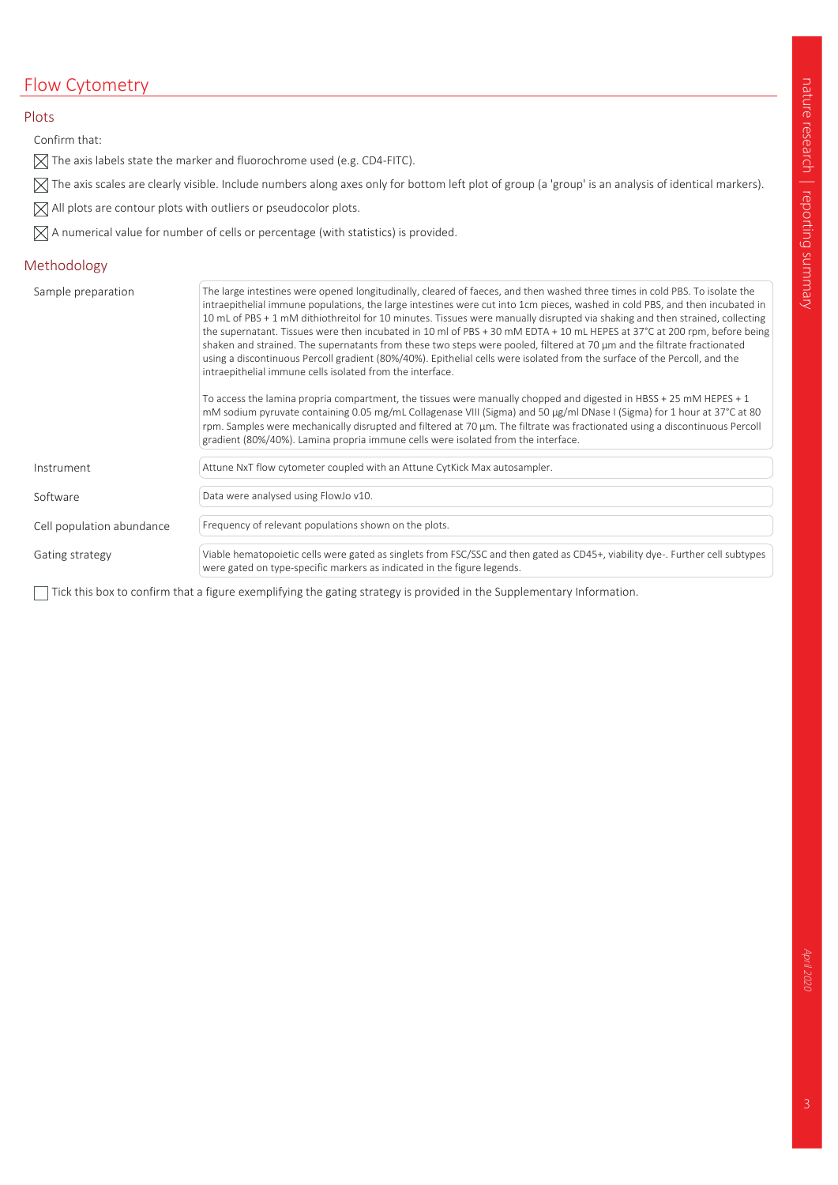# Flow Cytometry

## Plots

Confirm that:

- [x] The axis labels state the marker and fluorochrome used (e.g. CD4-FITC).
- [x] The axis scales are clearly visible. Include numbers along axes only for bottom left plot of group (a 'group' is an analysis of identical markers).
- [x] All plots are contour plots with outliers or pseudocolor plots.
- [x] A numerical value for number of cells or percentage (with statistics) is provided.

## Methodology

| | |
|---|---|
| Sample preparation | The large intestines were opened longitudinally, cleared of faeces, and then washed three times in cold PBS. To isolate the intraepithelial immune populations, the large intestines were cut into 1cm pieces, washed in cold PBS, and then incubated in 10 mL of PBS + 1 mM dithiothreitol for 10 minutes. Tissues were manually disrupted via shaking and then strained, collecting the supernatant. Tissues were then incubated in 10 ml of PBS + 30 mM EDTA + 10 mL HEPES at 37°C at 200 rpm, before being shaken and strained. The supernatants from these two steps were pooled, filtered at 70 µm and the filtrate fractionated using a discontinuous Percoll gradient (80%/40%). Epithelial cells were isolated from the surface of the Percoll, and the intraepithelial immune cells isolated from the interface.<br><br>To access the lamina propria compartment, the tissues were manually chopped and digested in HBSS + 25 mM HEPES + 1 mM sodium pyruvate containing 0.05 mg/mL Collagenase VIII (Sigma) and 50 µg/ml DNase I (Sigma) for 1 hour at 37°C at 80 rpm. Samples were mechanically disrupted and filtered at 70 µm. The filtrate was fractionated using a discontinuous Percoll gradient (80%/40%). Lamina propria immune cells were isolated from the interface. |
| Instrument | Attune NxT flow cytometer coupled with an Attune CytKick Max autosampler. |
| Software | Data were analysed using FlowJo v10. |
| Cell population abundance | Frequency of relevant populations shown on the plots. |
| Gating strategy | Viable hematopoietic cells were gated as singlets from FSC/SSC and then gated as CD45+, viability dye-. Further cell subtypes were gated on type-specific markers as indicated in the figure legends. |

- [ ] Tick this box to confirm that a figure exemplifying the gating strategy is provided in the Supplementary Information.